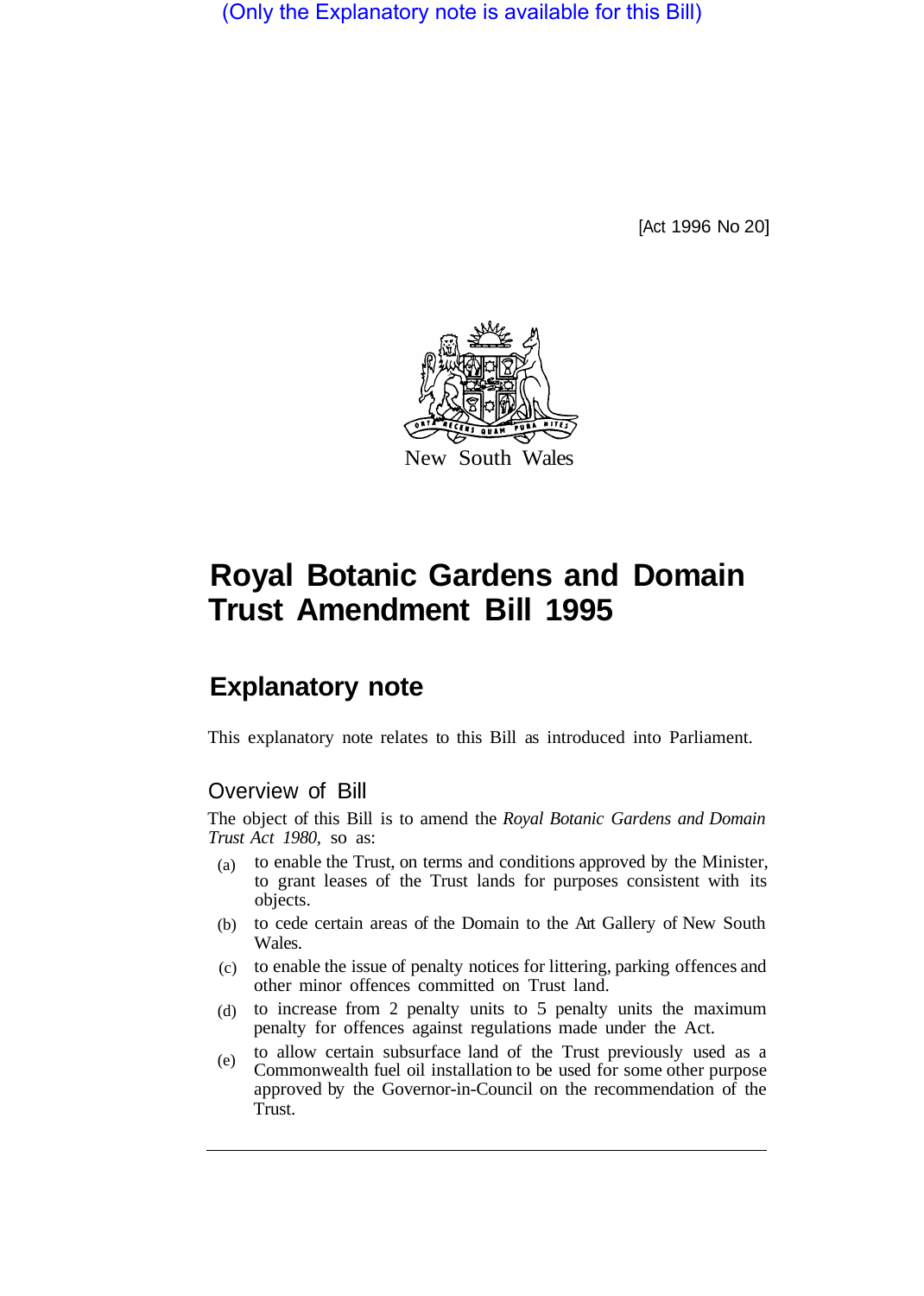(Only the Explanatory note is available for this Bill)

[Act 1996 No 20]

New South Wales

# Royal Botanic Gardens and Domain Trust Amendment Bill 1995

## Explanatory note

This explanatory note relates to this Bill as introduced into Parliament.

### Overview of Bill

The object of this Bill is to amend the *Royal Botanic Gardens and Domain Trust Act 1980*, so as:

(a) to enable the Trust, on terms and conditions approved by the Minister, to grant leases of the Trust lands for purposes consistent with its objects.

(b) to cede certain areas of the Domain to the Art Gallery of New South Wales.

(c) to enable the issue of penalty notices for littering, parking offences and other minor offences committed on Trust land.

(d) to increase from 2 penalty units to 5 penalty units the maximum penalty for offences against regulations made under the Act.

(e) to allow certain subsurface land of the Trust previously used as a Commonwealth fuel oil installation to be used for some other purpose approved by the Governor-in-Council on the recommendation of the Trust.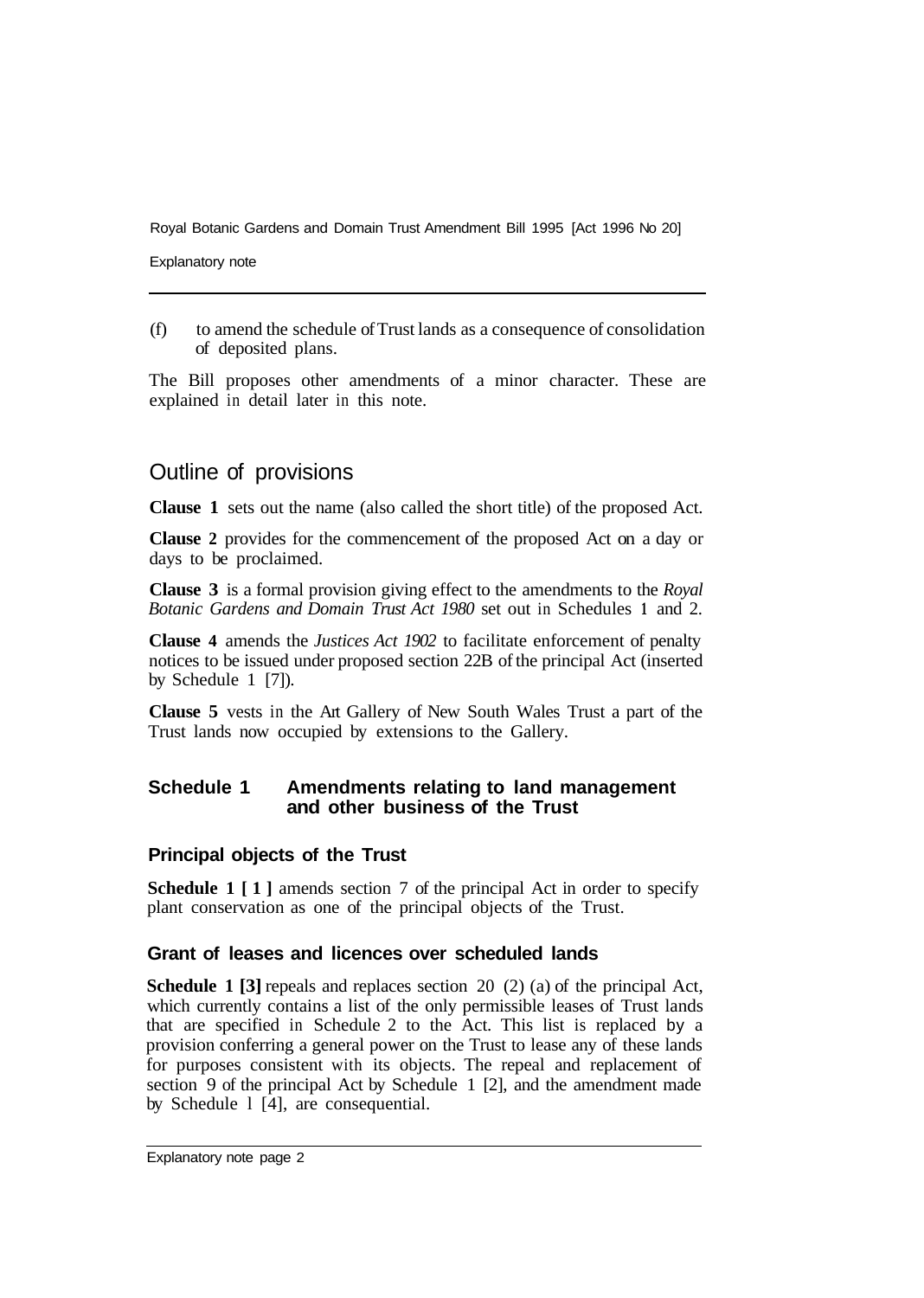(f) to amend the schedule of Trust lands as a consequence of consolidation of deposited plans.

The Bill proposes other amendments of a minor character. These are explained in detail later in this note.

## Outline of provisions

**Clause 1** sets out the name (also called the short title) of the proposed Act.

**Clause 2** provides for the commencement of the proposed Act on a day or days to be proclaimed.

**Clause 3** is a formal provision giving effect to the amendments to the *Royal Botanic Gardens and Domain Trust Act 1980* set out in Schedules 1 and 2.

**Clause 4** amends the *Justices Act 1902* to facilitate enforcement of penalty notices to be issued under proposed section 22B of the principal Act (inserted by Schedule 1 [7]).

**Clause 5** vests in the Art Gallery of New South Wales Trust a part of the Trust lands now occupied by extensions to the Gallery.

### Schedule 1 Amendments relating to land management and other business of the Trust

#### Principal objects of the Trust

**Schedule 1 [1]** amends section 7 of the principal Act in order to specify plant conservation as one of the principal objects of the Trust.

#### Grant of leases and licences over scheduled lands

**Schedule 1 [3]** repeals and replaces section 20 (2) (a) of the principal Act, which currently contains a list of the only permissible leases of Trust lands that are specified in Schedule 2 to the Act. This list is replaced by a provision conferring a general power on the Trust to lease any of these lands for purposes consistent with its objects. The repeal and replacement of section 9 of the principal Act by Schedule 1 [2], and the amendment made by Schedule 1 [4], are consequential.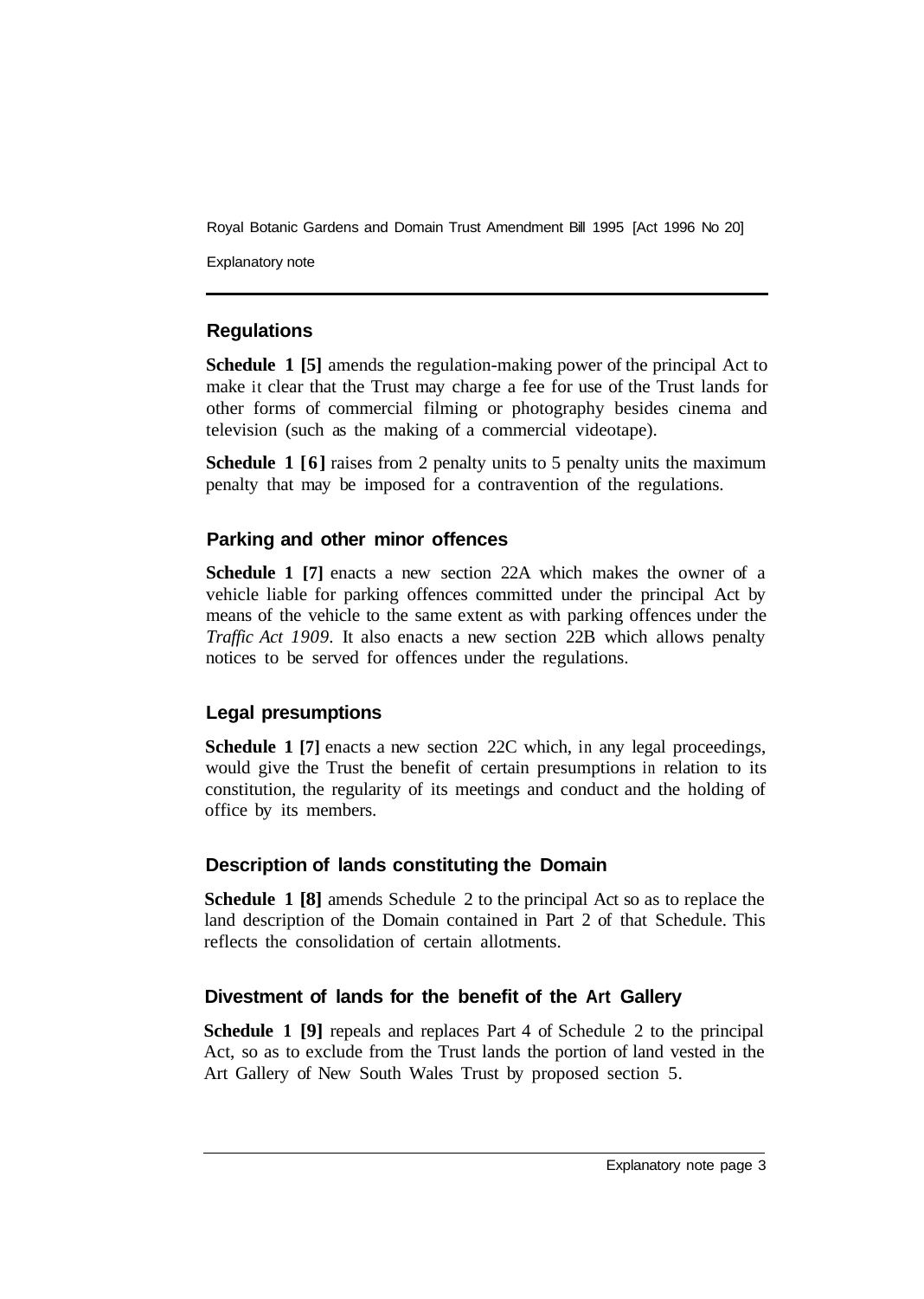## Regulations

**Schedule 1 [5]** amends the regulation-making power of the principal Act to make it clear that the Trust may charge a fee for use of the Trust lands for other forms of commercial filming or photography besides cinema and television (such as the making of a commercial videotape).

**Schedule 1 [6]** raises from 2 penalty units to 5 penalty units the maximum penalty that may be imposed for a contravention of the regulations.

## Parking and other minor offences

**Schedule 1 [7]** enacts a new section 22A which makes the owner of a vehicle liable for parking offences committed under the principal Act by means of the vehicle to the same extent as with parking offences under the *Traffic Act 1909*. It also enacts a new section 22B which allows penalty notices to be served for offences under the regulations.

## Legal presumptions

**Schedule 1 [7]** enacts a new section 22C which, in any legal proceedings, would give the Trust the benefit of certain presumptions in relation to its constitution, the regularity of its meetings and conduct and the holding of office by its members.

## Description of lands constituting the Domain

**Schedule 1 [8]** amends Schedule 2 to the principal Act so as to replace the land description of the Domain contained in Part 2 of that Schedule. This reflects the consolidation of certain allotments.

## Divestment of lands for the benefit of the Art Gallery

**Schedule 1 [9]** repeals and replaces Part 4 of Schedule 2 to the principal Act, so as to exclude from the Trust lands the portion of land vested in the Art Gallery of New South Wales Trust by proposed section 5.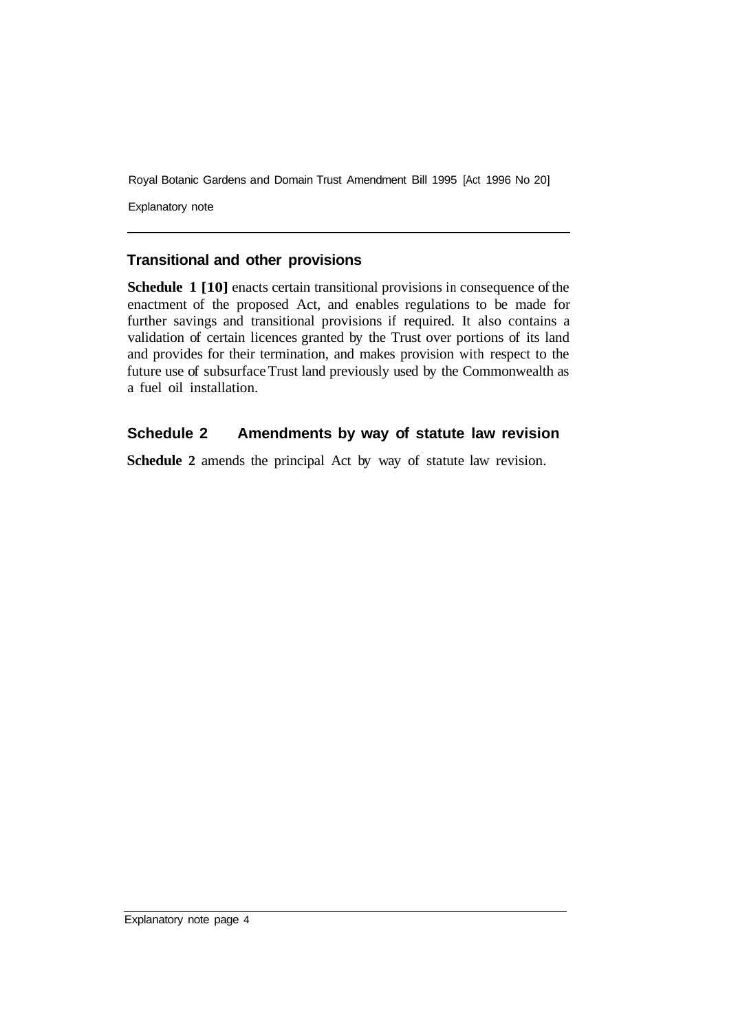## Transitional and other provisions

**Schedule 1 [10]** enacts certain transitional provisions in consequence of the enactment of the proposed Act, and enables regulations to be made for further savings and transitional provisions if required. It also contains a validation of certain licences granted by the Trust over portions of its land and provides for their termination, and makes provision with respect to the future use of subsurface Trust land previously used by the Commonwealth as a fuel oil installation.

## Schedule 2 Amendments by way of statute law revision

**Schedule 2** amends the principal Act by way of statute law revision.